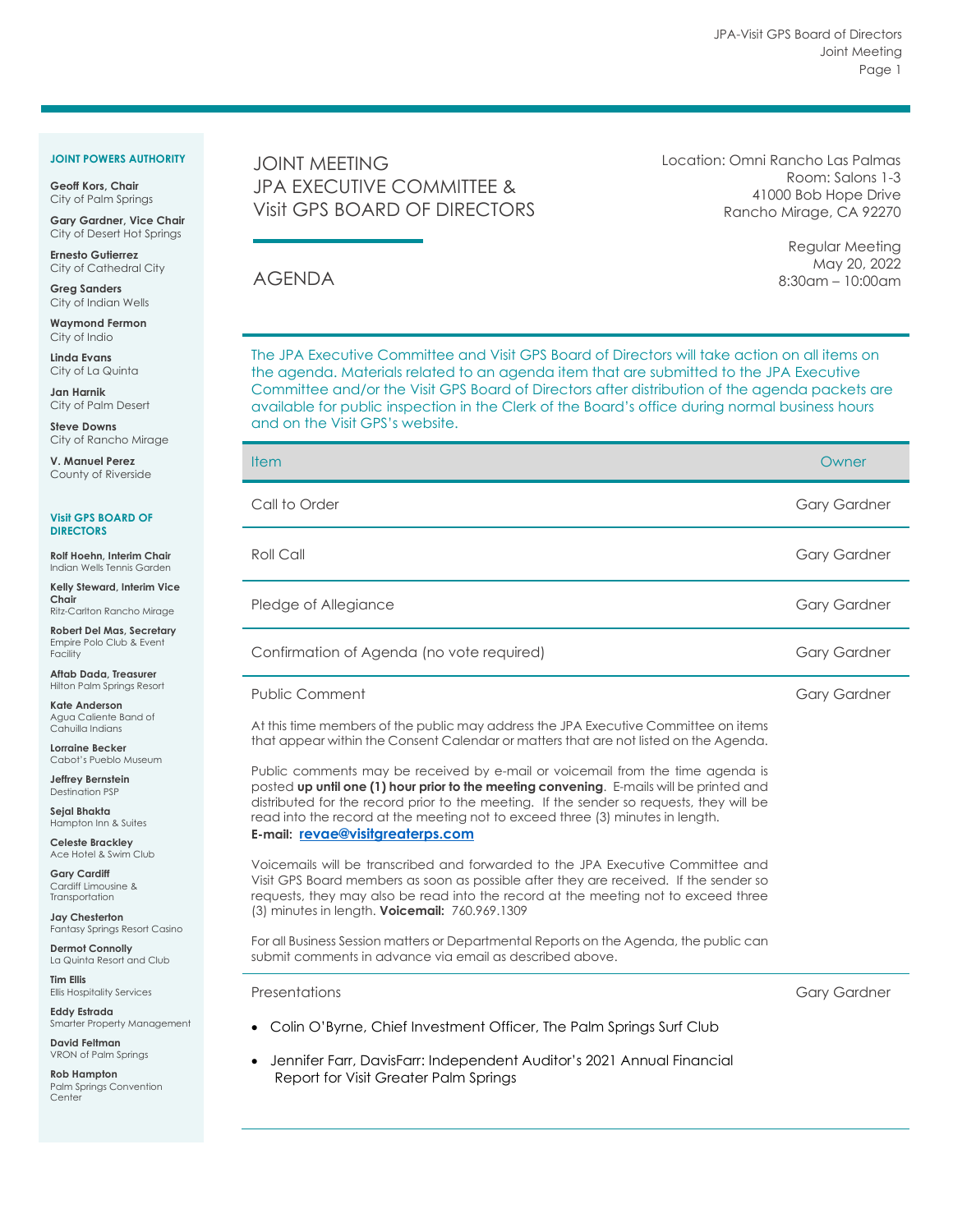**JOINT POWERS AUTHORITY**

**Geoff Kors, Chair**
City of Palm Springs

**Gary Gardner, Vice Chair**
City of Desert Hot Springs

**Ernesto Gutierrez**
City of Cathedral City

**Greg Sanders**
City of Indian Wells

**Waymond Fermon**
City of Indio

**Linda Evans**
City of La Quinta

**Jan Harnik**
City of Palm Desert

**Steve Downs**
City of Rancho Mirage

**V. Manuel Perez**
County of Riverside

**Visit GPS BOARD OF DIRECTORS**

**Rolf Hoehn, Interim Chair**
Indian Wells Tennis Garden

**Kelly Steward, Interim Vice Chair**
Ritz-Carlton Rancho Mirage

**Robert Del Mas, Secretary**
Empire Polo Club & Event Facility

**Aftab Dada, Treasurer**
Hilton Palm Springs Resort

**Kate Anderson**
Agua Caliente Band of Cahuilla Indians

**Lorraine Becker**
Cabot's Pueblo Museum

**Jeffrey Bernstein**
Destination PSP

**Sejal Bhakta**
Hampton Inn & Suites

**Celeste Brackley**
Ace Hotel & Swim Club

**Gary Cardiff**
Cardiff Limousine & Transportation

**Jay Chesterton**
Fantasy Springs Resort Casino

**Dermot Connolly**
La Quinta Resort and Club

**Tim Ellis**
Ellis Hospitality Services

**Eddy Estrada**
Smarter Property Management

**David Feltman**
VRON of Palm Springs

**Rob Hampton**
Palm Springs Convention Center

# JOINT MEETING
# JPA EXECUTIVE COMMITTEE & Visit GPS BOARD OF DIRECTORS

## AGENDA

Location: Omni Rancho Las Palmas
Room: Salons 1-3
41000 Bob Hope Drive
Rancho Mirage, CA 92270

Regular Meeting
May 20, 2022
8:30am – 10:00am

The JPA Executive Committee and Visit GPS Board of Directors will take action on all items on the agenda. Materials related to an agenda item that are submitted to the JPA Executive Committee and/or the Visit GPS Board of Directors after distribution of the agenda packets are available for public inspection in the Clerk of the Board's office during normal business hours and on the Visit GPS's website.

| Item | Owner |
|---|---|
| Call to Order | Gary Gardner |
| Roll Call | Gary Gardner |
| Pledge of Allegiance | Gary Gardner |
| Confirmation of Agenda (no vote required) | Gary Gardner |
| Public Comment | Gary Gardner |

At this time members of the public may address the JPA Executive Committee on items that appear within the Consent Calendar or matters that are not listed on the Agenda.

Public comments may be received by e-mail or voicemail from the time agenda is posted **up until one (1) hour prior to the meeting convening**. E-mails will be printed and distributed for the record prior to the meeting. If the sender so requests, they will be read into the record at the meeting not to exceed three (3) minutes in length.
**E-mail: revae@visitgreaterps.com**

Voicemails will be transcribed and forwarded to the JPA Executive Committee and Visit GPS Board members as soon as possible after they are received. If the sender so requests, they may also be read into the record at the meeting not to exceed three (3) minutes in length. **Voicemail:** 760.969.1309

For all Business Session matters or Departmental Reports on the Agenda, the public can submit comments in advance via email as described above.

| Item | Owner |
|---|---|
| Presentations | Gary Gardner |

- Colin O'Byrne, Chief Investment Officer, The Palm Springs Surf Club
- Jennifer Farr, DavisFarr: Independent Auditor's 2021 Annual Financial Report for Visit Greater Palm Springs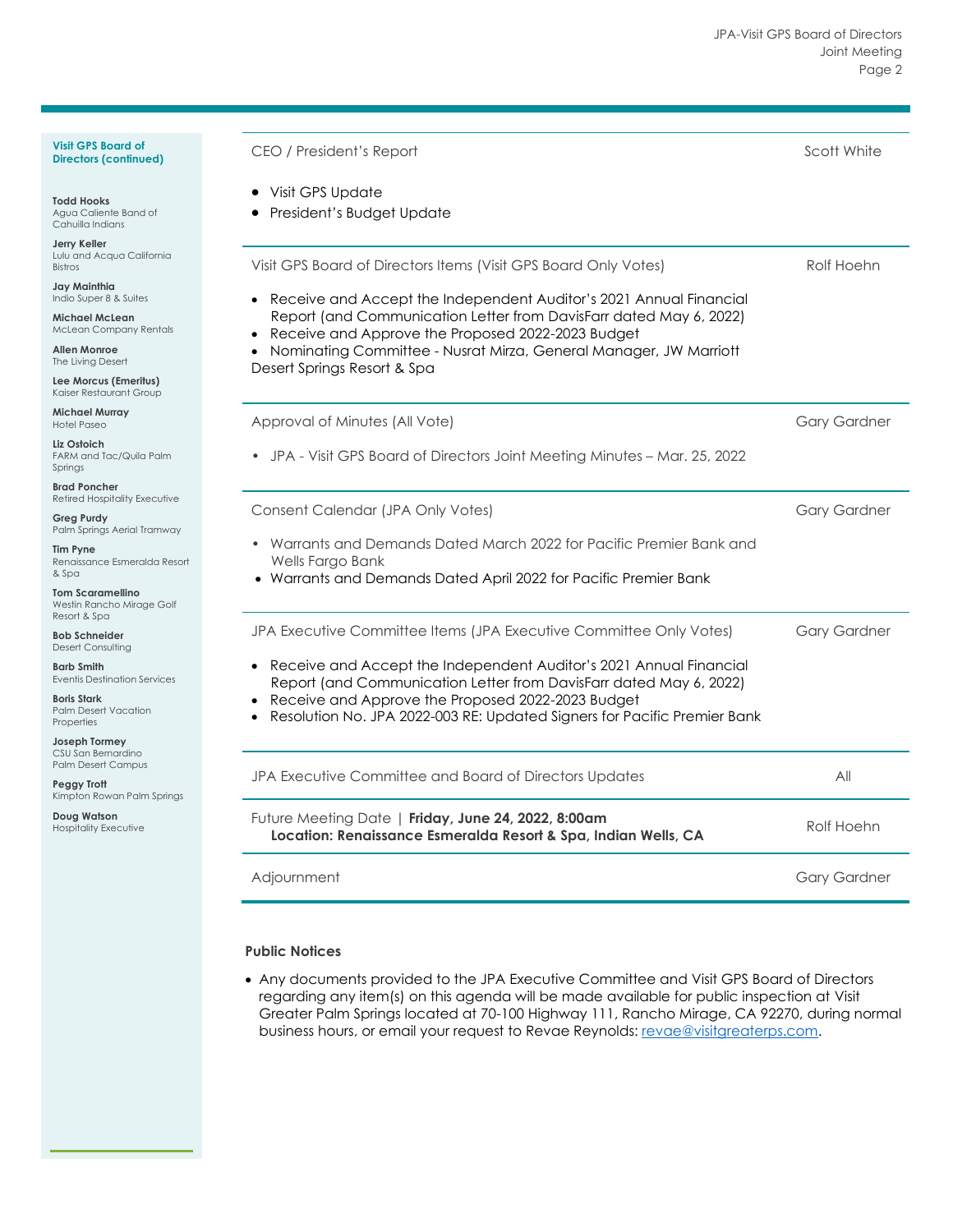**Visit GPS Board of Directors (continued)**

**Todd Hooks**
Agua Caliente Band of Cahuilla Indians

**Jerry Keller**
Lulu and Acqua California Bistros

**Jay Mainthia**
Indio Super 8 & Suites

**Michael McLean**
McLean Company Rentals

**Allen Monroe**
The Living Desert

**Lee Morcus (Emeritus)**
Kaiser Restaurant Group

**Michael Murray**
Hotel Paseo

**Liz Ostoich**
FARM and Tac/Quila Palm Springs

**Brad Poncher**
Retired Hospitality Executive

**Greg Purdy**
Palm Springs Aerial Tramway

**Tim Pyne**
Renaissance Esmeralda Resort & Spa

**Tom Scaramellino**
Westin Rancho Mirage Golf Resort & Spa

**Bob Schneider**
Desert Consulting

**Barb Smith**
Eventis Destination Services

**Boris Stark**
Palm Desert Vacation Properties

**Joseph Tormey**
CSU San Bernardino Palm Desert Campus

**Peggy Trott**
Kimpton Rowan Palm Springs

**Doug Watson**
Hospitality Executive

| | |
|---|---|
| CEO / President's Report<br>• Visit GPS Update<br>• President's Budget Update | Scott White |
| Visit GPS Board of Directors Items (Visit GPS Board Only Votes)<br>• Receive and Accept the Independent Auditor's 2021 Annual Financial Report (and Communication Letter from DavisFarr dated May 6, 2022)<br>• Receive and Approve the Proposed 2022-2023 Budget<br>• Nominating Committee - Nusrat Mirza, General Manager, JW Marriott Desert Springs Resort & Spa | Rolf Hoehn |
| Approval of Minutes (All Vote)<br>• JPA - Visit GPS Board of Directors Joint Meeting Minutes – Mar. 25, 2022 | Gary Gardner |
| Consent Calendar (JPA Only Votes)<br>• Warrants and Demands Dated March 2022 for Pacific Premier Bank and Wells Fargo Bank<br>• Warrants and Demands Dated April 2022 for Pacific Premier Bank | Gary Gardner |
| JPA Executive Committee Items (JPA Executive Committee Only Votes)<br>• Receive and Accept the Independent Auditor's 2021 Annual Financial Report (and Communication Letter from DavisFarr dated May 6, 2022)<br>• Receive and Approve the Proposed 2022-2023 Budget<br>• Resolution No. JPA 2022-003 RE: Updated Signers for Pacific Premier Bank | Gary Gardner |
| JPA Executive Committee and Board of Directors Updates | All |
| Future Meeting Date \| **Friday, June 24, 2022, 8:00am**<br>**Location: Renaissance Esmeralda Resort & Spa, Indian Wells, CA** | Rolf Hoehn |
| Adjournment | Gary Gardner |

**Public Notices**

- Any documents provided to the JPA Executive Committee and Visit GPS Board of Directors regarding any item(s) on this agenda will be made available for public inspection at Visit Greater Palm Springs located at 70-100 Highway 111, Rancho Mirage, CA 92270, during normal business hours, or email your request to Revae Reynolds: revae@visitgreaterps.com.